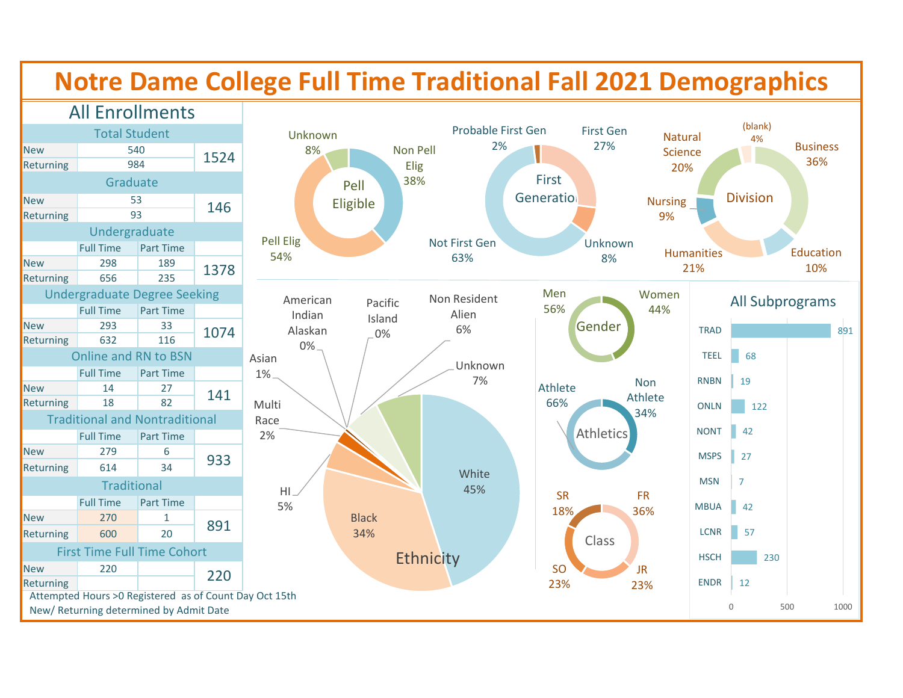# Notre Dame College Full Time Traditional Fall 2021 Demographics

## All Enrollments

| Total Student | | | |
|---|---|---|---|
| New | 540 | | 1524 |
| Returning | 984 | | |

| Graduate | | | |
|---|---|---|---|
| New | 53 | | 146 |
| Returning | 93 | | |

| Undergraduate | Full Time | Part Time | |
|---|---|---|---|
| New | 298 | 189 | 1378 |
| Returning | 656 | 235 | |

| Undergraduate Degree Seeking | Full Time | Part Time | |
|---|---|---|---|
| New | 293 | 33 | 1074 |
| Returning | 632 | 116 | |

| Online and RN to BSN | Full Time | Part Time | |
|---|---|---|---|
| New | 14 | 27 | 141 |
| Returning | 18 | 82 | |

| Traditional and Nontraditional | Full Time | Part Time | |
|---|---|---|---|
| New | 279 | 6 | 933 |
| Returning | 614 | 34 | |

| Traditional | Full Time | Part Time | |
|---|---|---|---|
| New | 270 | 1 | 891 |
| Returning | 600 | 20 | |

| First Time Full Time Cohort | | | |
|---|---|---|---|
| New | 220 | | 220 |
| Returning | | | |

Attempted Hours >0 Registered as of Count Day Oct 15th
New/ Returning determined by Admit Date

### Pell Eligible
- Non Pell Elig: 38%
- Pell Elig: 54%
- Unknown: 8%

### First Generation
- First Gen: 27%
- Unknown: 8%
- Not First Gen: 63%
- Probable First Gen: 2%

### Division
- Business: 36%
- Education: 10%
- Humanities: 21%
- Nursing: 9%
- Natural Science: 20%
- (blank): 4%

### Ethnicity
- White: 45%
- Black: 34%
- HI: 5%
- Multi Race: 2%
- Asian: 1%
- American Indian Alaskan: 0%
- Pacific Island: 0%
- Non Resident Alien: 6%
- Unknown: 7%

### Gender
- Men: 56%
- Women: 44%

### Athletics
- Athlete: 66%
- Non Athlete: 34%

### Class
- FR: 36%
- JR: 23%
- SO: 23%
- SR: 18%

### All Subprograms

| Subprogram | Count |
|---|---|
| TRAD | 891 |
| TEEL | 68 |
| RNBN | 19 |
| ONLN | 122 |
| NONT | 42 |
| MSPS | 27 |
| MSN | 7 |
| MBUA | 42 |
| LCNR | 57 |
| HSCH | 230 |
| ENDR | 12 |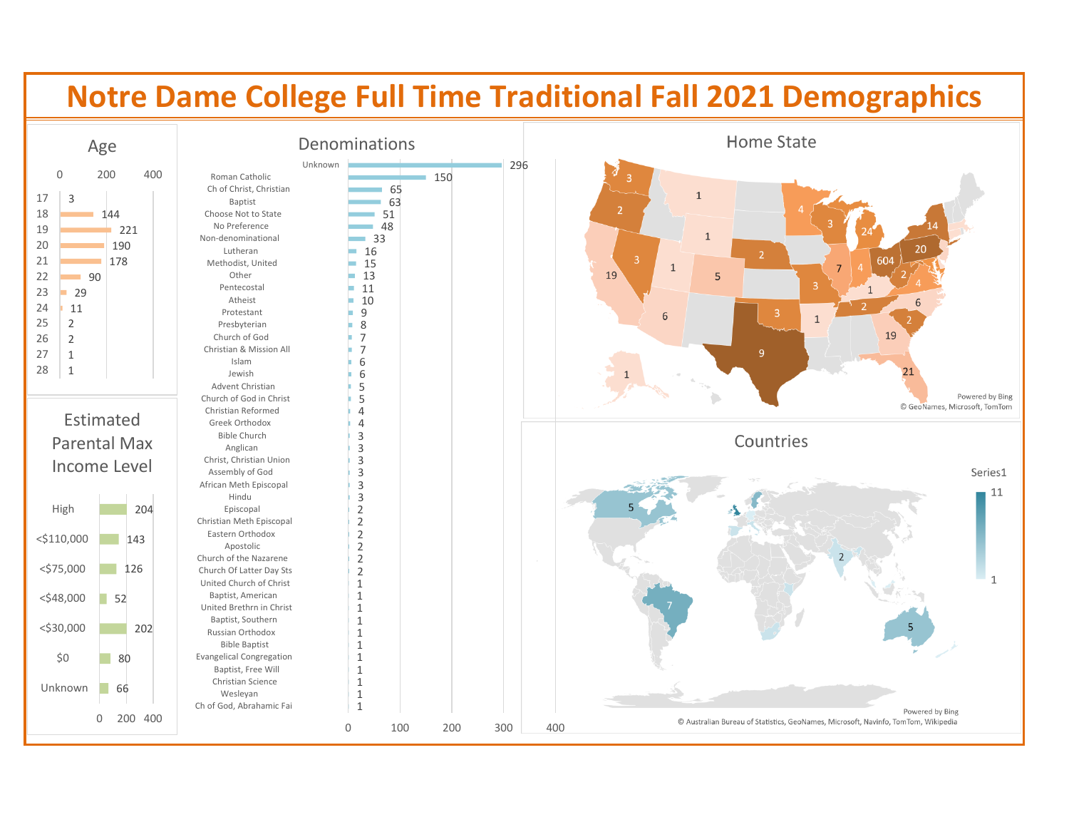# Notre Dame College Full Time Traditional Fall 2021 Demographics

## Age

0 200 400

17 3
18 144
19 221
20 190
21 178
22 90
23 29
24 11
25 2
26 2
27 1
28 1

## Estimated Parental Max Income Level

High 204
<$110,000 143
<$75,000 126
<$48,000 52
<$30,000 202
$0 80
Unknown 66

0 200 400

## Denominations

Unknown 296
Roman Catholic 150
Ch of Christ, Christian 65
Baptist 63
Choose Not to State 51
No Preference 48
Non-denominational 33
Lutheran 16
Methodist, United 15
Other 13
Pentecostal 11
Atheist 10
Protestant 9
Presbyterian 8
Church of God 7
Christian & Mission All 7
Islam 6
Jewish 6
Advent Christian 5
Church of God in Christ 5
Christian Reformed 4
Greek Orthodox 4
Bible Church 3
Anglican 3
Christ, Christian Union 3
Assembly of God 3
African Meth Episcopal 3
Hindu 3
Episcopal 2
Christian Meth Episcopal 2
Eastern Orthodox 2
Apostolic 2
Church of the Nazarene 2
Church Of Latter Day Sts 2
United Church of Christ 1
Baptist, American 1
United Brethrn in Christ 1
Baptist, Southern 1
Russian Orthodox 1
Bible Baptist 1
Evangelical Congregation 1
Baptist, Free Will 1
Christian Science 1
Wesleyan 1
Ch of God, Abrahamic Fai 1

0 100 200 300 400

## Home State

3 1 4 2 1 3 24 14 20 604 19 3 1 5 2 3 7 4 2 4 1 6 3 2 6 1 9 19 2 1 21

Powered by Bing
© GeoNames, Microsoft, TomTom

## Countries

Series1
11
1

5 2 7 5

Powered by Bing
© Australian Bureau of Statistics, GeoNames, Microsoft, Navinfo, TomTom, Wikipedia